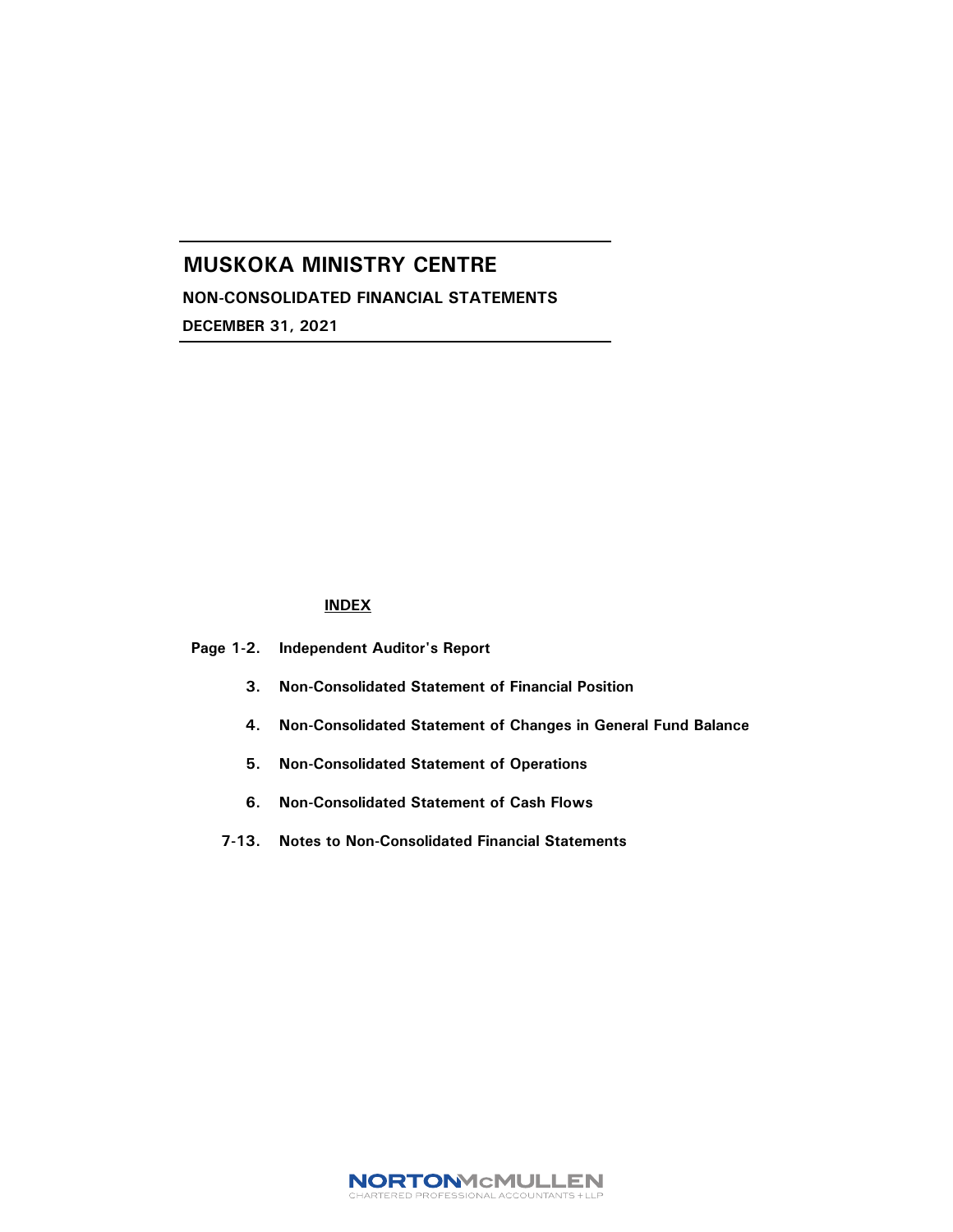# MUSKOKA MINISTRY CENTRE

**NON-CONSOLIDATED FINANCIAL STATEMENTS**

**DECEMBER 31, 2021**

**INDEX**

| | |
|---|---|
| **Page 1-2.** | **Independent Auditor's Report** |
| **3.** | **Non-Consolidated Statement of Financial Position** |
| **4.** | **Non-Consolidated Statement of Changes in General Fund Balance** |
| **5.** | **Non-Consolidated Statement of Operations** |
| **6.** | **Non-Consolidated Statement of Cash Flows** |
| **7-13.** | **Notes to Non-Consolidated Financial Statements** |

NORTONMcMULLEN
CHARTERED PROFESSIONAL ACCOUNTANTS LLP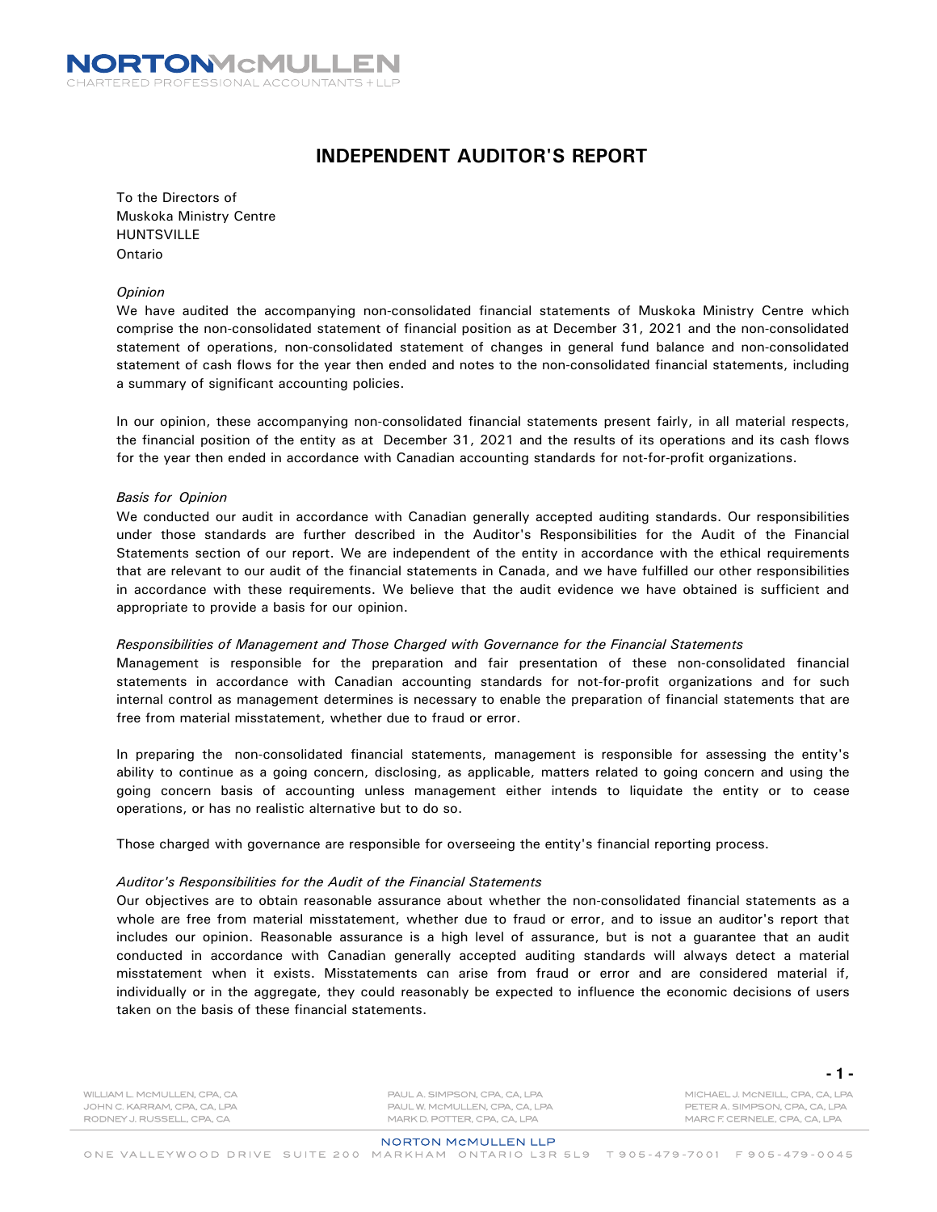# INDEPENDENT AUDITOR'S REPORT

To the Directors of
Muskoka Ministry Centre
HUNTSVILLE
Ontario

*Opinion*

We have audited the accompanying non-consolidated financial statements of Muskoka Ministry Centre which comprise the non-consolidated statement of financial position as at December 31, 2021 and the non-consolidated statement of operations, non-consolidated statement of changes in general fund balance and non-consolidated statement of cash flows for the year then ended and notes to the non-consolidated financial statements, including a summary of significant accounting policies.

In our opinion, these accompanying non-consolidated financial statements present fairly, in all material respects, the financial position of the entity as at December 31, 2021 and the results of its operations and its cash flows for the year then ended in accordance with Canadian accounting standards for not-for-profit organizations.

*Basis for Opinion*

We conducted our audit in accordance with Canadian generally accepted auditing standards. Our responsibilities under those standards are further described in the Auditor's Responsibilities for the Audit of the Financial Statements section of our report. We are independent of the entity in accordance with the ethical requirements that are relevant to our audit of the financial statements in Canada, and we have fulfilled our other responsibilities in accordance with these requirements. We believe that the audit evidence we have obtained is sufficient and appropriate to provide a basis for our opinion.

*Responsibilities of Management and Those Charged with Governance for the Financial Statements*

Management is responsible for the preparation and fair presentation of these non-consolidated financial statements in accordance with Canadian accounting standards for not-for-profit organizations and for such internal control as management determines is necessary to enable the preparation of financial statements that are free from material misstatement, whether due to fraud or error.

In preparing the non-consolidated financial statements, management is responsible for assessing the entity's ability to continue as a going concern, disclosing, as applicable, matters related to going concern and using the going concern basis of accounting unless management either intends to liquidate the entity or to cease operations, or has no realistic alternative but to do so.

Those charged with governance are responsible for overseeing the entity's financial reporting process.

*Auditor's Responsibilities for the Audit of the Financial Statements*

Our objectives are to obtain reasonable assurance about whether the non-consolidated financial statements as a whole are free from material misstatement, whether due to fraud or error, and to issue an auditor's report that includes our opinion. Reasonable assurance is a high level of assurance, but is not a guarantee that an audit conducted in accordance with Canadian generally accepted auditing standards will always detect a material misstatement when it exists. Misstatements can arise from fraud or error and are considered material if, individually or in the aggregate, they could reasonably be expected to influence the economic decisions of users taken on the basis of these financial statements.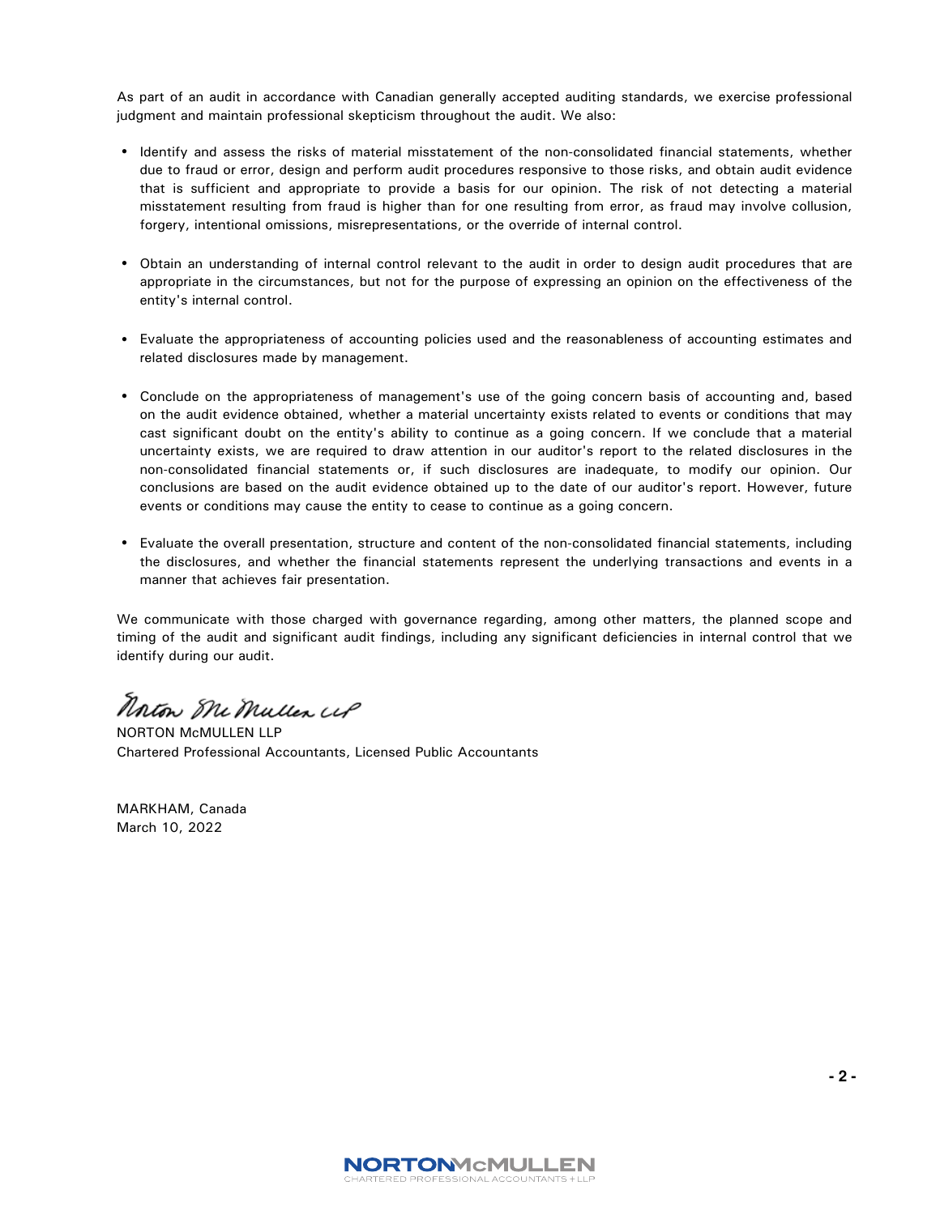As part of an audit in accordance with Canadian generally accepted auditing standards, we exercise professional judgment and maintain professional skepticism throughout the audit. We also:

- Identify and assess the risks of material misstatement of the non-consolidated financial statements, whether due to fraud or error, design and perform audit procedures responsive to those risks, and obtain audit evidence that is sufficient and appropriate to provide a basis for our opinion. The risk of not detecting a material misstatement resulting from fraud is higher than for one resulting from error, as fraud may involve collusion, forgery, intentional omissions, misrepresentations, or the override of internal control.

- Obtain an understanding of internal control relevant to the audit in order to design audit procedures that are appropriate in the circumstances, but not for the purpose of expressing an opinion on the effectiveness of the entity's internal control.

- Evaluate the appropriateness of accounting policies used and the reasonableness of accounting estimates and related disclosures made by management.

- Conclude on the appropriateness of management's use of the going concern basis of accounting and, based on the audit evidence obtained, whether a material uncertainty exists related to events or conditions that may cast significant doubt on the entity's ability to continue as a going concern. If we conclude that a material uncertainty exists, we are required to draw attention in our auditor's report to the related disclosures in the non-consolidated financial statements or, if such disclosures are inadequate, to modify our opinion. Our conclusions are based on the audit evidence obtained up to the date of our auditor's report. However, future events or conditions may cause the entity to cease to continue as a going concern.

- Evaluate the overall presentation, structure and content of the non-consolidated financial statements, including the disclosures, and whether the financial statements represent the underlying transactions and events in a manner that achieves fair presentation.

We communicate with those charged with governance regarding, among other matters, the planned scope and timing of the audit and significant audit findings, including any significant deficiencies in internal control that we identify during our audit.

Norton McMullen LLP

NORTON McMULLEN LLP
Chartered Professional Accountants, Licensed Public Accountants

MARKHAM, Canada
March 10, 2022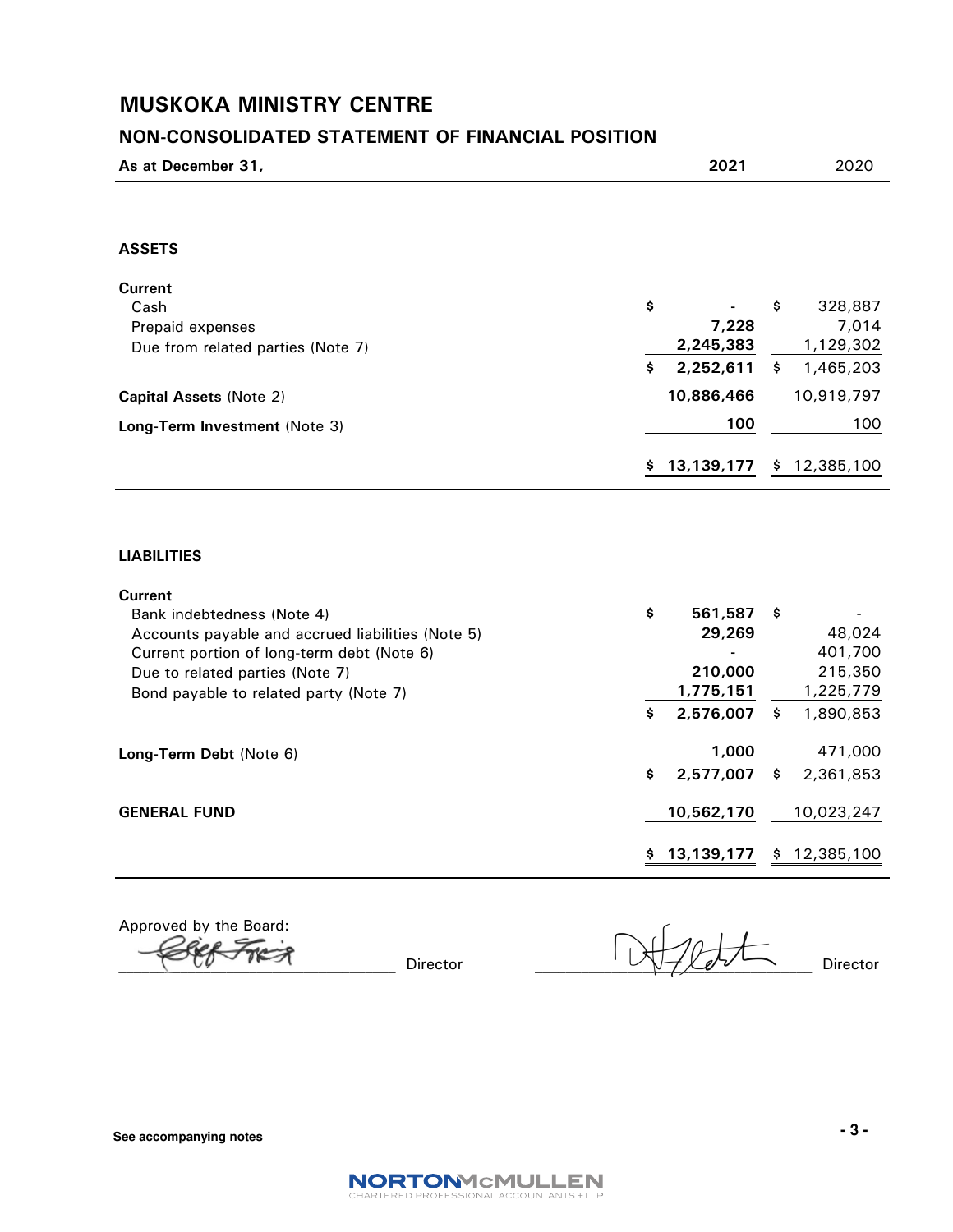# MUSKOKA MINISTRY CENTRE

## NON-CONSOLIDATED STATEMENT OF FINANCIAL POSITION

| As at December 31, | 2021 | 2020 |
|---|---|---|
| **ASSETS** | | |
| **Current** | | |
| Cash | $ - | $ 328,887 |
| Prepaid expenses | 7,228 | 7,014 |
| Due from related parties (Note 7) | 2,245,383 | 1,129,302 |
| | $ 2,252,611 | $ 1,465,203 |
| **Capital Assets** (Note 2) | 10,886,466 | 10,919,797 |
| **Long-Term Investment** (Note 3) | 100 | 100 |
| | $ 13,139,177 | $ 12,385,100 |
| **LIABILITIES** | | |
| **Current** | | |
| Bank indebtedness (Note 4) | $ 561,587 | $ - |
| Accounts payable and accrued liabilities (Note 5) | 29,269 | 48,024 |
| Current portion of long-term debt (Note 6) | - | 401,700 |
| Due to related parties (Note 7) | 210,000 | 215,350 |
| Bond payable to related party (Note 7) | 1,775,151 | 1,225,779 |
| | $ 2,576,007 | $ 1,890,853 |
| **Long-Term Debt** (Note 6) | 1,000 | 471,000 |
| | $ 2,577,007 | $ 2,361,853 |
| **GENERAL FUND** | 10,562,170 | 10,023,247 |
| | $ 13,139,177 | $ 12,385,100 |

Approved by the Board:

_______________________________ Director _______________________________ Director

See accompanying notes

NORTON McMULLEN
CHARTERED PROFESSIONAL ACCOUNTANTS LLP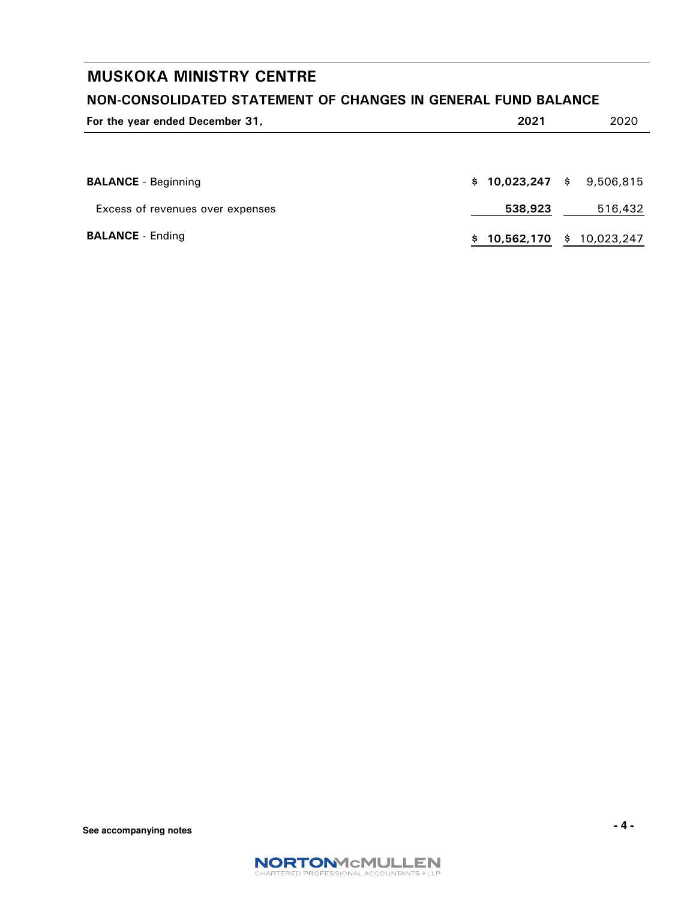# MUSKOKA MINISTRY CENTRE

## NON-CONSOLIDATED STATEMENT OF CHANGES IN GENERAL FUND BALANCE

| For the year ended December 31, | 2021 | 2020 |
|---|---|---|
| **BALANCE** - Beginning | **$ 10,023,247** | $ 9,506,815 |
| Excess of revenues over expenses | **538,923** | 516,432 |
| **BALANCE** - Ending | **$ 10,562,170** | $ 10,023,247 |

**See accompanying notes**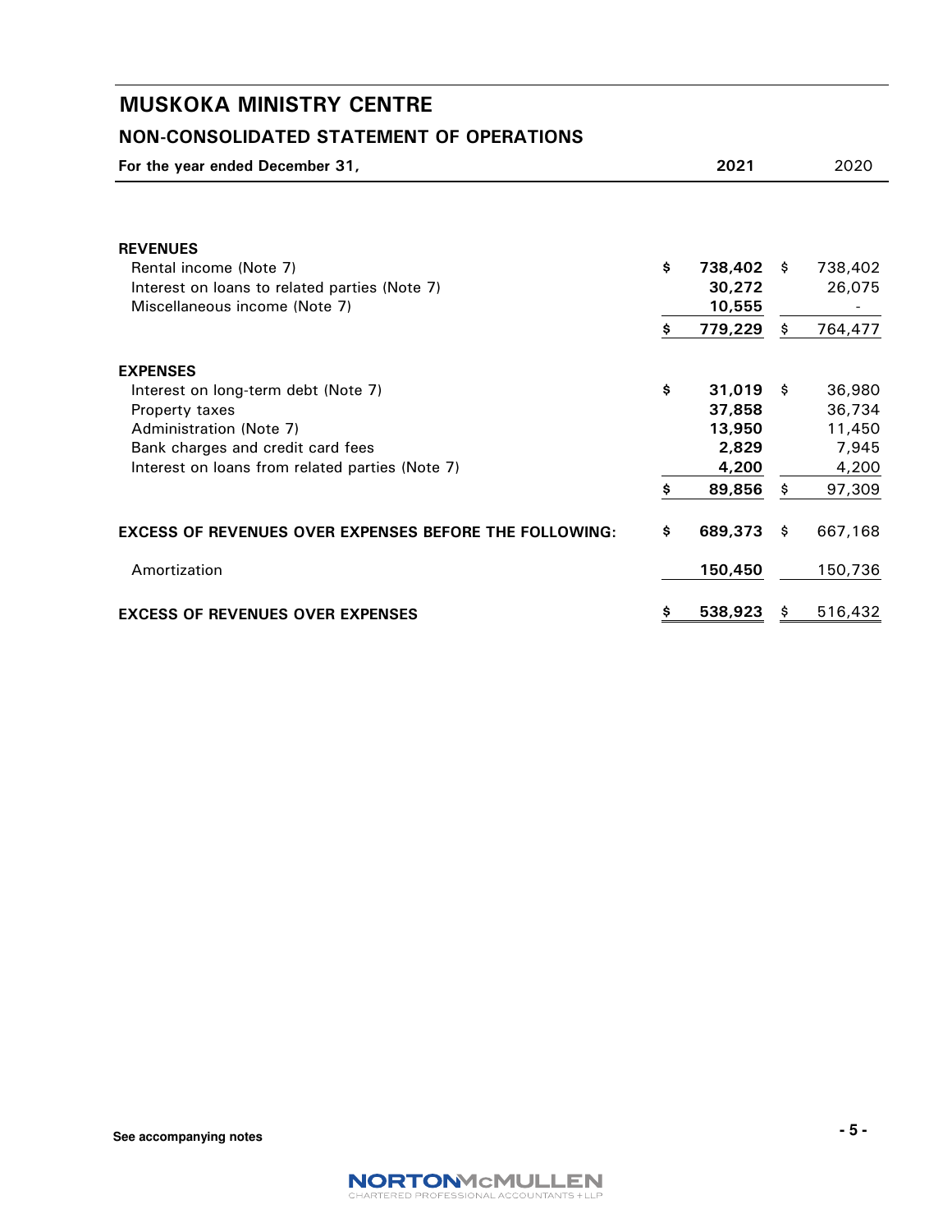# MUSKOKA MINISTRY CENTRE

## NON-CONSOLIDATED STATEMENT OF OPERATIONS

| For the year ended December 31, | 2021 | 2020 |
|---|---|---|
| **REVENUES** | | |
| Rental income (Note 7) | $ 738,402 | $ 738,402 |
| Interest on loans to related parties (Note 7) | 30,272 | 26,075 |
| Miscellaneous income (Note 7) | 10,555 | - |
| | $ 779,229 | $ 764,477 |
| **EXPENSES** | | |
| Interest on long-term debt (Note 7) | $ 31,019 | $ 36,980 |
| Property taxes | 37,858 | 36,734 |
| Administration (Note 7) | 13,950 | 11,450 |
| Bank charges and credit card fees | 2,829 | 7,945 |
| Interest on loans from related parties (Note 7) | 4,200 | 4,200 |
| | $ 89,856 | $ 97,309 |
| **EXCESS OF REVENUES OVER EXPENSES BEFORE THE FOLLOWING:** | $ 689,373 | $ 667,168 |
| Amortization | 150,450 | 150,736 |
| **EXCESS OF REVENUES OVER EXPENSES** | $ 538,923 | $ 516,432 |

See accompanying notes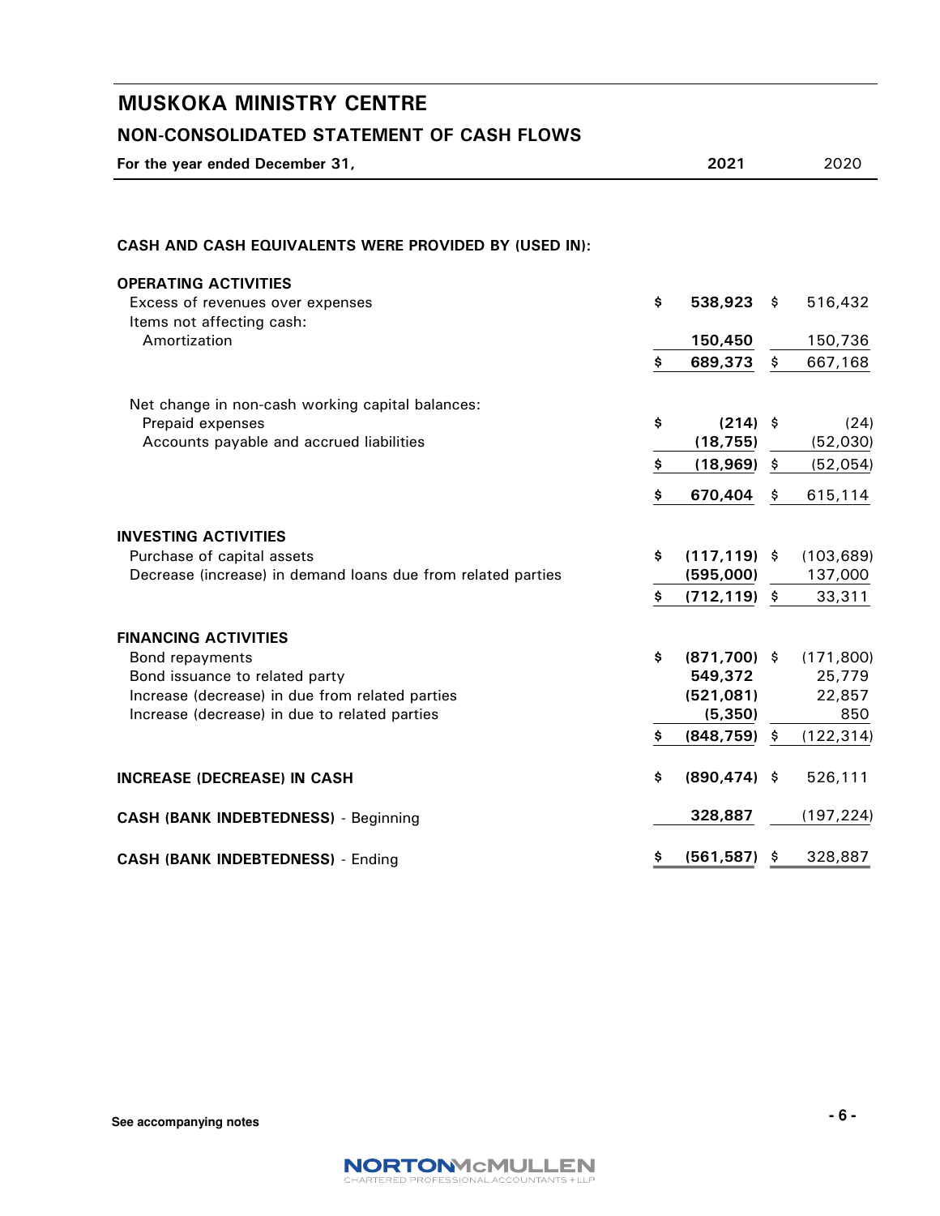# MUSKOKA MINISTRY CENTRE

## NON-CONSOLIDATED STATEMENT OF CASH FLOWS

| For the year ended December 31, | 2021 | 2020 |
|---|---|---|
| **CASH AND CASH EQUIVALENTS WERE PROVIDED BY (USED IN):** | | |
| **OPERATING ACTIVITIES** | | |
| Excess of revenues over expenses | $ 538,923 | $ 516,432 |
| Items not affecting cash: | | |
| Amortization | 150,450 | 150,736 |
| | $ 689,373 | $ 667,168 |
| Net change in non-cash working capital balances: | | |
| Prepaid expenses | $ (214) | $ (24) |
| Accounts payable and accrued liabilities | (18,755) | (52,030) |
| | $ (18,969) | $ (52,054) |
| | $ 670,404 | $ 615,114 |
| **INVESTING ACTIVITIES** | | |
| Purchase of capital assets | $ (117,119) | $ (103,689) |
| Decrease (increase) in demand loans due from related parties | (595,000) | 137,000 |
| | $ (712,119) | $ 33,311 |
| **FINANCING ACTIVITIES** | | |
| Bond repayments | $ (871,700) | $ (171,800) |
| Bond issuance to related party | 549,372 | 25,779 |
| Increase (decrease) in due from related parties | (521,081) | 22,857 |
| Increase (decrease) in due to related parties | (5,350) | 850 |
| | $ (848,759) | $ (122,314) |
| **INCREASE (DECREASE) IN CASH** | $ (890,474) | $ 526,111 |
| **CASH (BANK INDEBTEDNESS)** - Beginning | 328,887 | (197,224) |
| **CASH (BANK INDEBTEDNESS)** - Ending | $ (561,587) | $ 328,887 |

**See accompanying notes**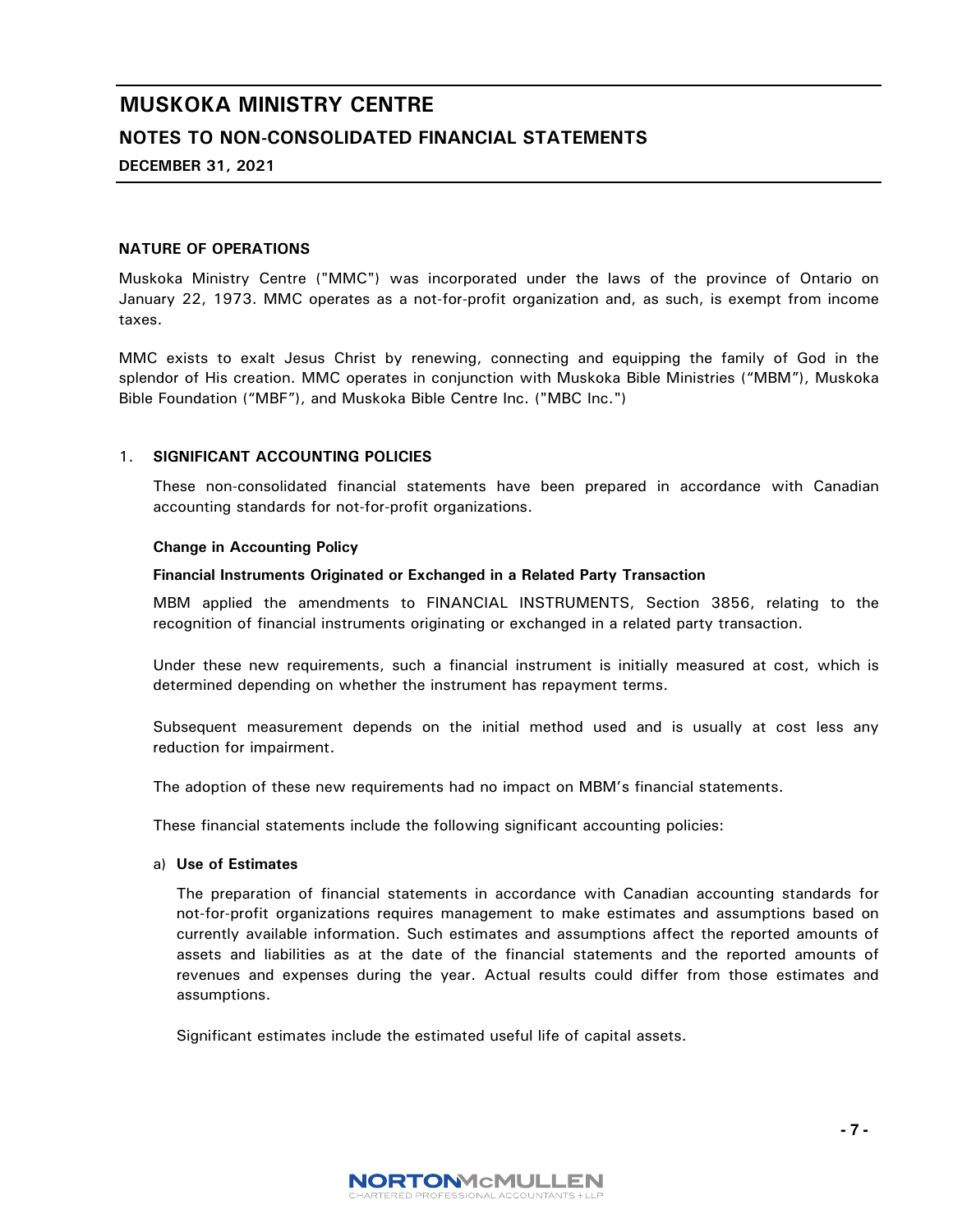# MUSKOKA MINISTRY CENTRE

## NOTES TO NON-CONSOLIDATED FINANCIAL STATEMENTS

**DECEMBER 31, 2021**

### NATURE OF OPERATIONS

Muskoka Ministry Centre ("MMC") was incorporated under the laws of the province of Ontario on January 22, 1973. MMC operates as a not-for-profit organization and, as such, is exempt from income taxes.

MMC exists to exalt Jesus Christ by renewing, connecting and equipping the family of God in the splendor of His creation. MMC operates in conjunction with Muskoka Bible Ministries ("MBM"), Muskoka Bible Foundation ("MBF"), and Muskoka Bible Centre Inc. ("MBC Inc.")

### 1. SIGNIFICANT ACCOUNTING POLICIES

These non-consolidated financial statements have been prepared in accordance with Canadian accounting standards for not-for-profit organizations.

**Change in Accounting Policy**

**Financial Instruments Originated or Exchanged in a Related Party Transaction**

MBM applied the amendments to FINANCIAL INSTRUMENTS, Section 3856, relating to the recognition of financial instruments originating or exchanged in a related party transaction.

Under these new requirements, such a financial instrument is initially measured at cost, which is determined depending on whether the instrument has repayment terms.

Subsequent measurement depends on the initial method used and is usually at cost less any reduction for impairment.

The adoption of these new requirements had no impact on MBM's financial statements.

These financial statements include the following significant accounting policies:

a) **Use of Estimates**

The preparation of financial statements in accordance with Canadian accounting standards for not-for-profit organizations requires management to make estimates and assumptions based on currently available information. Such estimates and assumptions affect the reported amounts of assets and liabilities as at the date of the financial statements and the reported amounts of revenues and expenses during the year. Actual results could differ from those estimates and assumptions.

Significant estimates include the estimated useful life of capital assets.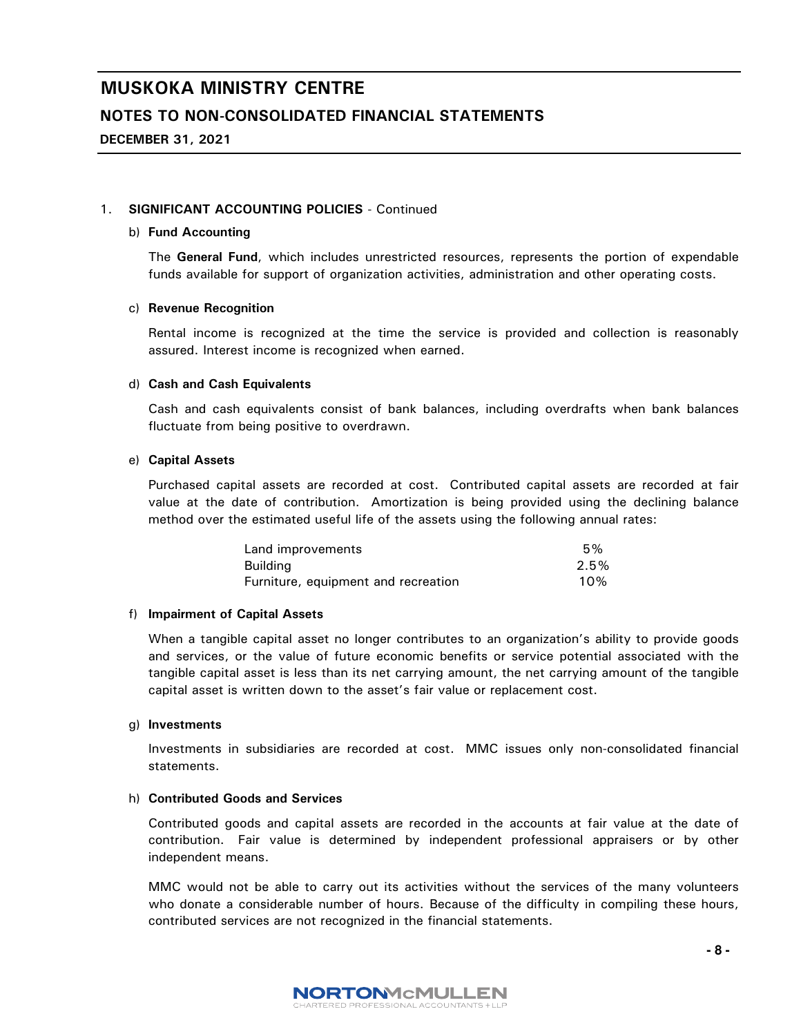# MUSKOKA MINISTRY CENTRE

## NOTES TO NON-CONSOLIDATED FINANCIAL STATEMENTS

**DECEMBER 31, 2021**

1. **SIGNIFICANT ACCOUNTING POLICIES** - Continued

b) **Fund Accounting**

The **General Fund**, which includes unrestricted resources, represents the portion of expendable funds available for support of organization activities, administration and other operating costs.

c) **Revenue Recognition**

Rental income is recognized at the time the service is provided and collection is reasonably assured. Interest income is recognized when earned.

d) **Cash and Cash Equivalents**

Cash and cash equivalents consist of bank balances, including overdrafts when bank balances fluctuate from being positive to overdrawn.

e) **Capital Assets**

Purchased capital assets are recorded at cost. Contributed capital assets are recorded at fair value at the date of contribution. Amortization is being provided using the declining balance method over the estimated useful life of the assets using the following annual rates:

| | |
|---|---|
| Land improvements | 5% |
| Building | 2.5% |
| Furniture, equipment and recreation | 10% |

f) **Impairment of Capital Assets**

When a tangible capital asset no longer contributes to an organization's ability to provide goods and services, or the value of future economic benefits or service potential associated with the tangible capital asset is less than its net carrying amount, the net carrying amount of the tangible capital asset is written down to the asset's fair value or replacement cost.

g) **Investments**

Investments in subsidiaries are recorded at cost. MMC issues only non-consolidated financial statements.

h) **Contributed Goods and Services**

Contributed goods and capital assets are recorded in the accounts at fair value at the date of contribution. Fair value is determined by independent professional appraisers or by other independent means.

MMC would not be able to carry out its activities without the services of the many volunteers who donate a considerable number of hours. Because of the difficulty in compiling these hours, contributed services are not recognized in the financial statements.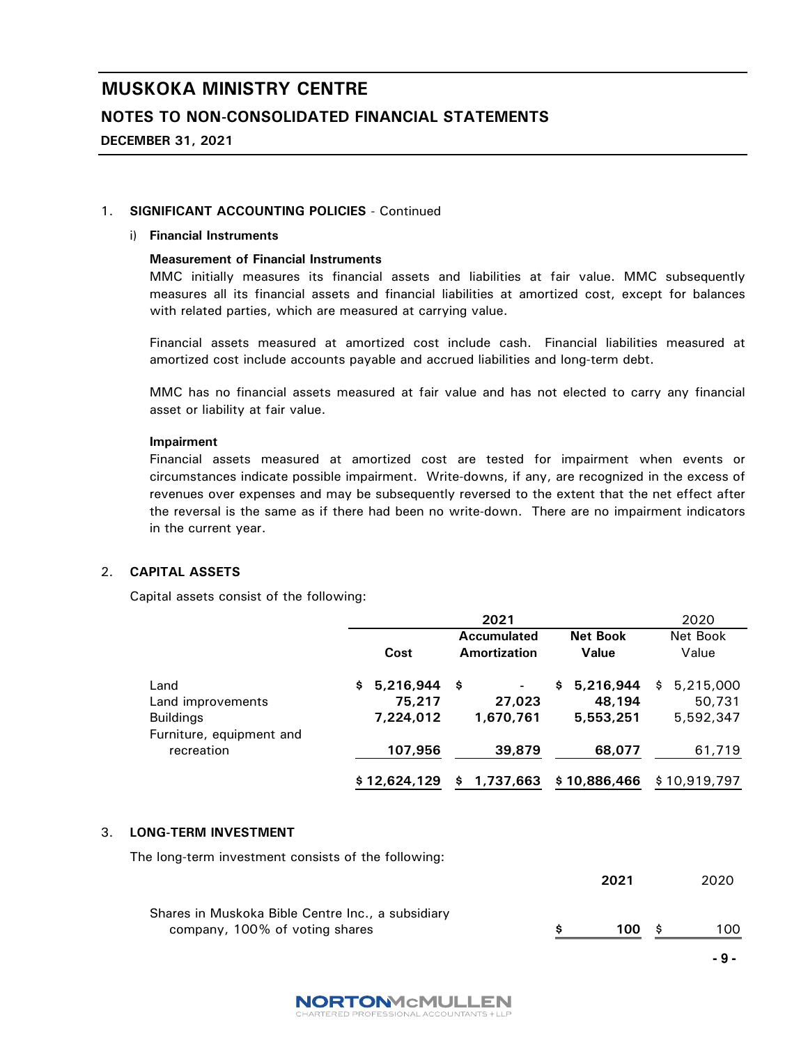# MUSKOKA MINISTRY CENTRE

## NOTES TO NON-CONSOLIDATED FINANCIAL STATEMENTS

**DECEMBER 31, 2021**

1. **SIGNIFICANT ACCOUNTING POLICIES** - Continued

   i) **Financial Instruments**

   **Measurement of Financial Instruments**

   MMC initially measures its financial assets and liabilities at fair value. MMC subsequently measures all its financial assets and financial liabilities at amortized cost, except for balances with related parties, which are measured at carrying value.

   Financial assets measured at amortized cost include cash. Financial liabilities measured at amortized cost include accounts payable and accrued liabilities and long-term debt.

   MMC has no financial assets measured at fair value and has not elected to carry any financial asset or liability at fair value.

   **Impairment**

   Financial assets measured at amortized cost are tested for impairment when events or circumstances indicate possible impairment. Write-downs, if any, are recognized in the excess of revenues over expenses and may be subsequently reversed to the extent that the net effect after the reversal is the same as if there had been no write-down. There are no impairment indicators in the current year.

2. **CAPITAL ASSETS**

   Capital assets consist of the following:

| | **2021** | | | 2020 |
|---|---|---|---|---|
| | **Cost** | **Accumulated Amortization** | **Net Book Value** | Net Book Value |
| Land | **$ 5,216,944** | **$ -** | **$ 5,216,944** | $ 5,215,000 |
| Land improvements | **75,217** | **27,023** | **48,194** | 50,731 |
| Buildings | **7,224,012** | **1,670,761** | **5,553,251** | 5,592,347 |
| Furniture, equipment and recreation | **107,956** | **39,879** | **68,077** | 61,719 |
| | **$ 12,624,129** | **$ 1,737,663** | **$ 10,886,466** | $ 10,919,797 |

3. **LONG-TERM INVESTMENT**

   The long-term investment consists of the following:

| | **2021** | 2020 |
|---|---|---|
| Shares in Muskoka Bible Centre Inc., a subsidiary company, 100% of voting shares | **$ 100** | $ 100 |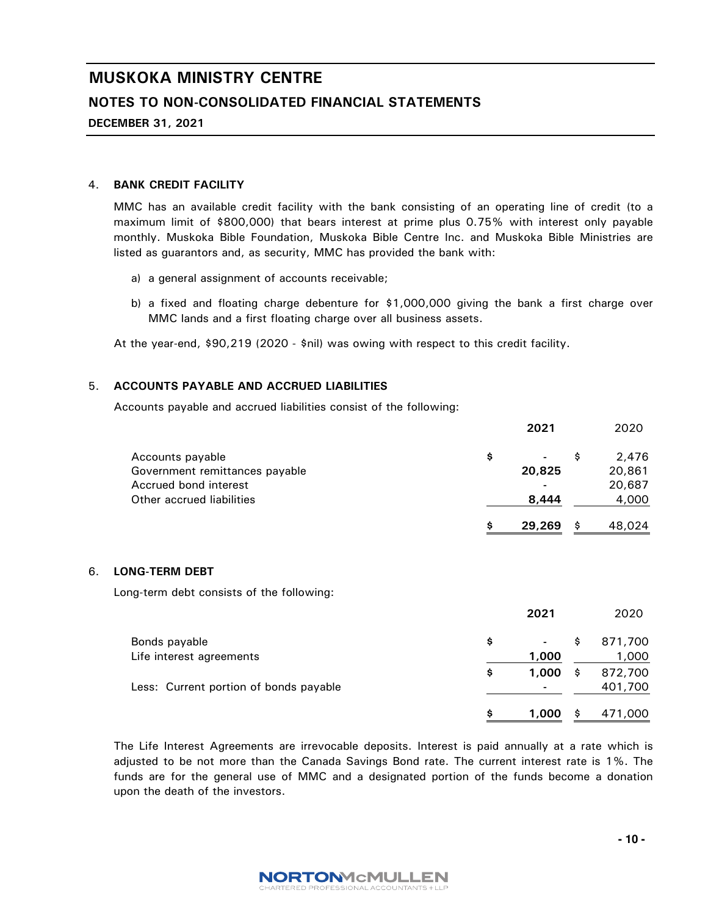# MUSKOKA MINISTRY CENTRE

## NOTES TO NON-CONSOLIDATED FINANCIAL STATEMENTS

**DECEMBER 31, 2021**

### 4. BANK CREDIT FACILITY

MMC has an available credit facility with the bank consisting of an operating line of credit (to a maximum limit of $800,000) that bears interest at prime plus 0.75% with interest only payable monthly. Muskoka Bible Foundation, Muskoka Bible Centre Inc. and Muskoka Bible Ministries are listed as guarantors and, as security, MMC has provided the bank with:

a) a general assignment of accounts receivable;

b) a fixed and floating charge debenture for $1,000,000 giving the bank a first charge over MMC lands and a first floating charge over all business assets.

At the year-end, $90,219 (2020 - $nil) was owing with respect to this credit facility.

### 5. ACCOUNTS PAYABLE AND ACCRUED LIABILITIES

Accounts payable and accrued liabilities consist of the following:

| | **2021** | 2020 |
|---|---|---|
| Accounts payable | $ - | $ 2,476 |
| Government remittances payable | **20,825** | 20,861 |
| Accrued bond interest | - | 20,687 |
| Other accrued liabilities | **8,444** | 4,000 |
| | **$ 29,269** | $ 48,024 |

### 6. LONG-TERM DEBT

Long-term debt consists of the following:

| | **2021** | 2020 |
|---|---|---|
| Bonds payable | $ - | $ 871,700 |
| Life interest agreements | **1,000** | 1,000 |
| | **$ 1,000** | $ 872,700 |
| Less: Current portion of bonds payable | - | 401,700 |
| | **$ 1,000** | $ 471,000 |

The Life Interest Agreements are irrevocable deposits. Interest is paid annually at a rate which is adjusted to be not more than the Canada Savings Bond rate. The current interest rate is 1%. The funds are for the general use of MMC and a designated portion of the funds become a donation upon the death of the investors.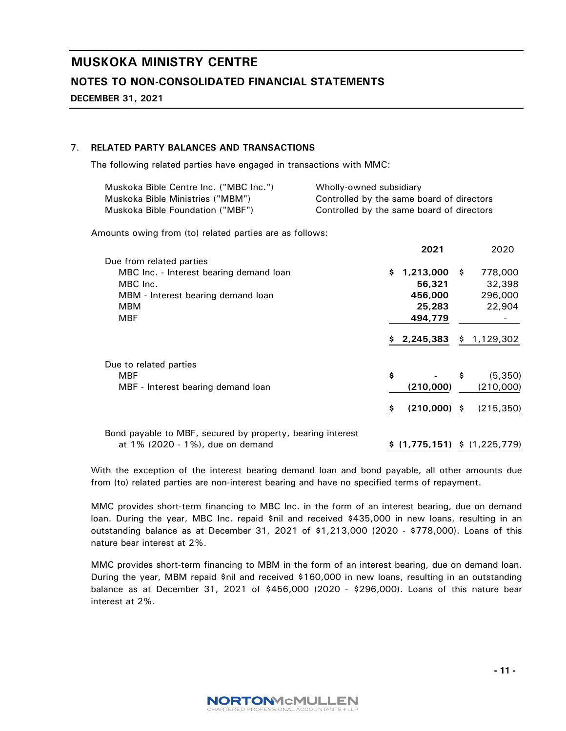# MUSKOKA MINISTRY CENTRE

## NOTES TO NON-CONSOLIDATED FINANCIAL STATEMENTS

**DECEMBER 31, 2021**

### 7. RELATED PARTY BALANCES AND TRANSACTIONS

The following related parties have engaged in transactions with MMC:

| | |
|---|---|
| Muskoka Bible Centre Inc. ("MBC Inc.") | Wholly-owned subsidiary |
| Muskoka Bible Ministries ("MBM") | Controlled by the same board of directors |
| Muskoka Bible Foundation ("MBF") | Controlled by the same board of directors |

Amounts owing from (to) related parties are as follows:

| | **2021** | 2020 |
|---|---|---|
| Due from related parties | | |
| MBC Inc. - Interest bearing demand loan | **$ 1,213,000** | $ 778,000 |
| MBC Inc. | **56,321** | 32,398 |
| MBM - Interest bearing demand loan | **456,000** | 296,000 |
| MBM | **25,283** | 22,904 |
| MBF | **494,779** | - |
| | **$ 2,245,383** | $ 1,129,302 |
| Due to related parties | | |
| MBF | **$ -** | $ (5,350) |
| MBF - Interest bearing demand loan | **(210,000)** | (210,000) |
| | **$ (210,000)** | $ (215,350) |
| Bond payable to MBF, secured by property, bearing interest at 1% (2020 - 1%), due on demand | **$ (1,775,151)** | $ (1,225,779) |

With the exception of the interest bearing demand loan and bond payable, all other amounts due from (to) related parties are non-interest bearing and have no specified terms of repayment.

MMC provides short-term financing to MBC Inc. in the form of an interest bearing, due on demand loan. During the year, MBC Inc. repaid $nil and received $435,000 in new loans, resulting in an outstanding balance as at December 31, 2021 of $1,213,000 (2020 - $778,000). Loans of this nature bear interest at 2%.

MMC provides short-term financing to MBM in the form of an interest bearing, due on demand loan. During the year, MBM repaid $nil and received $160,000 in new loans, resulting in an outstanding balance as at December 31, 2021 of $456,000 (2020 - $296,000). Loans of this nature bear interest at 2%.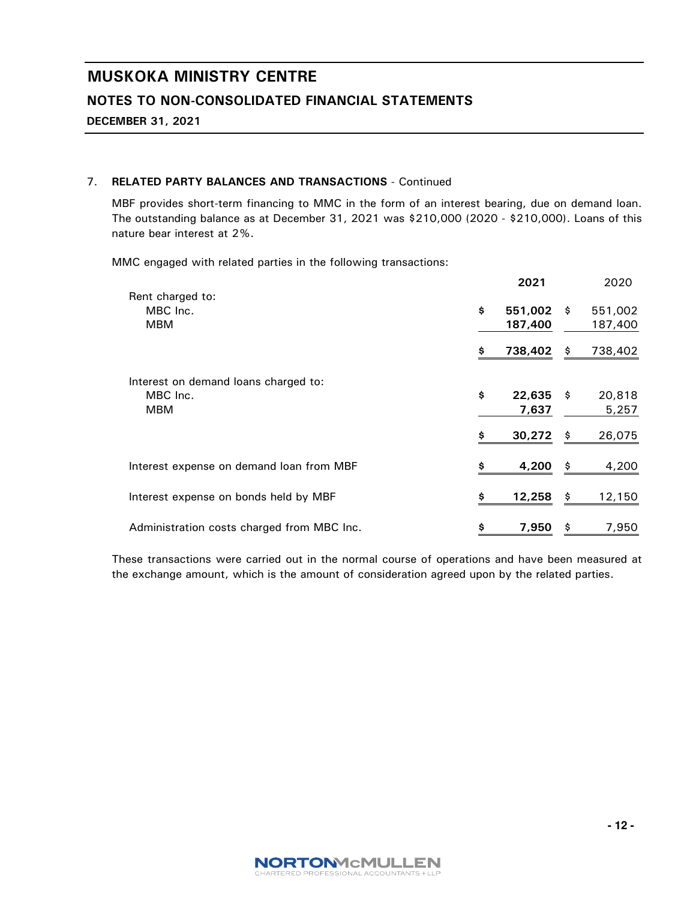# MUSKOKA MINISTRY CENTRE

## NOTES TO NON-CONSOLIDATED FINANCIAL STATEMENTS

**DECEMBER 31, 2021**

7. **RELATED PARTY BALANCES AND TRANSACTIONS** - Continued

MBF provides short-term financing to MMC in the form of an interest bearing, due on demand loan. The outstanding balance as at December 31, 2021 was $210,000 (2020 - $210,000). Loans of this nature bear interest at 2%.

MMC engaged with related parties in the following transactions:

| | **2021** | 2020 |
|---|---|---|
| Rent charged to: | | |
| MBC Inc. | **$ 551,002** | $ 551,002 |
| MBM | **187,400** | 187,400 |
| | **$ 738,402** | $ 738,402 |
| Interest on demand loans charged to: | | |
| MBC Inc. | **$ 22,635** | $ 20,818 |
| MBM | **7,637** | 5,257 |
| | **$ 30,272** | $ 26,075 |
| Interest expense on demand loan from MBF | **$ 4,200** | $ 4,200 |
| Interest expense on bonds held by MBF | **$ 12,258** | $ 12,150 |
| Administration costs charged from MBC Inc. | **$ 7,950** | $ 7,950 |

These transactions were carried out in the normal course of operations and have been measured at the exchange amount, which is the amount of consideration agreed upon by the related parties.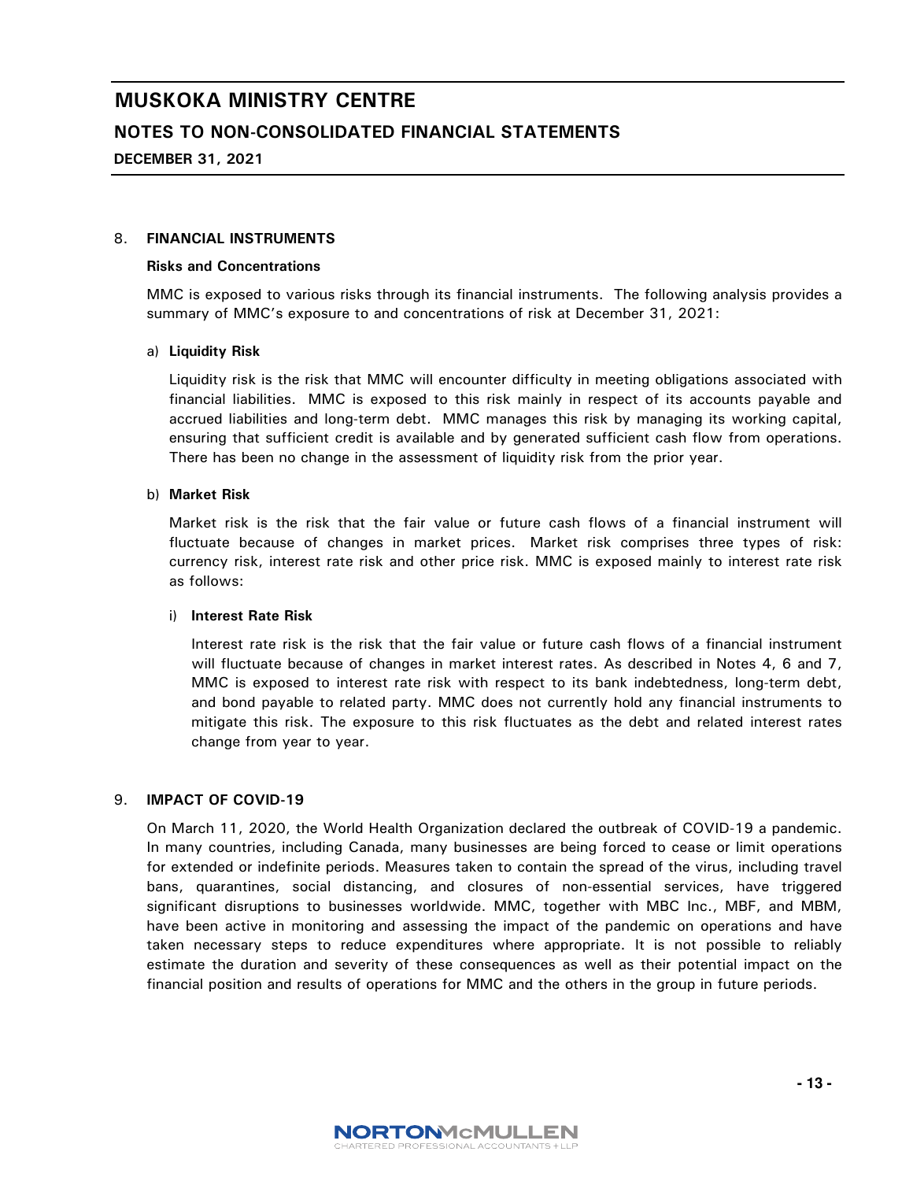## 8. FINANCIAL INSTRUMENTS

### Risks and Concentrations

MMC is exposed to various risks through its financial instruments. The following analysis provides a summary of MMC's exposure to and concentrations of risk at December 31, 2021:

#### a) Liquidity Risk

Liquidity risk is the risk that MMC will encounter difficulty in meeting obligations associated with financial liabilities. MMC is exposed to this risk mainly in respect of its accounts payable and accrued liabilities and long-term debt. MMC manages this risk by managing its working capital, ensuring that sufficient credit is available and by generated sufficient cash flow from operations. There has been no change in the assessment of liquidity risk from the prior year.

#### b) Market Risk

Market risk is the risk that the fair value or future cash flows of a financial instrument will fluctuate because of changes in market prices. Market risk comprises three types of risk: currency risk, interest rate risk and other price risk. MMC is exposed mainly to interest rate risk as follows:

##### i) Interest Rate Risk

Interest rate risk is the risk that the fair value or future cash flows of a financial instrument will fluctuate because of changes in market interest rates. As described in Notes 4, 6 and 7, MMC is exposed to interest rate risk with respect to its bank indebtedness, long-term debt, and bond payable to related party. MMC does not currently hold any financial instruments to mitigate this risk. The exposure to this risk fluctuates as the debt and related interest rates change from year to year.

## 9. IMPACT OF COVID-19

On March 11, 2020, the World Health Organization declared the outbreak of COVID-19 a pandemic. In many countries, including Canada, many businesses are being forced to cease or limit operations for extended or indefinite periods. Measures taken to contain the spread of the virus, including travel bans, quarantines, social distancing, and closures of non-essential services, have triggered significant disruptions to businesses worldwide. MMC, together with MBC Inc., MBF, and MBM, have been active in monitoring and assessing the impact of the pandemic on operations and have taken necessary steps to reduce expenditures where appropriate. It is not possible to reliably estimate the duration and severity of these consequences as well as their potential impact on the financial position and results of operations for MMC and the others in the group in future periods.